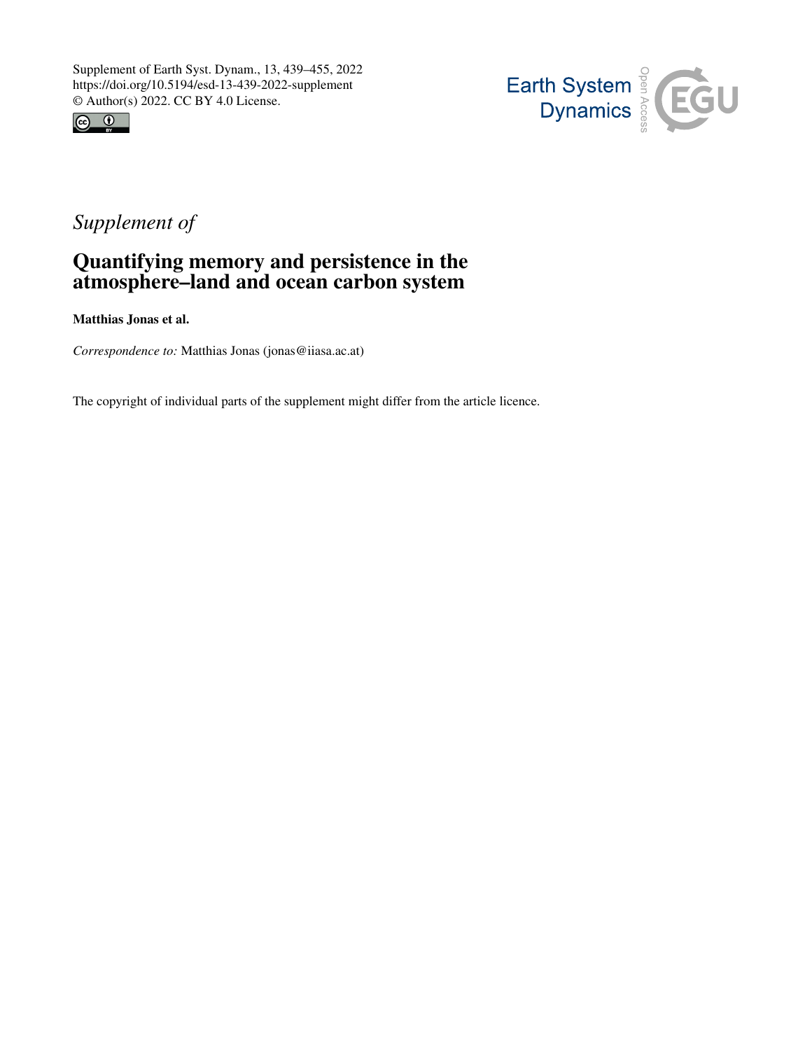Supplement of Earth Syst. Dynam., 13, 439–455, 2022
https://doi.org/10.5194/esd-13-439-2022-supplement
© Author(s) 2022. CC BY 4.0 License.

*Supplement of*

# Quantifying memory and persistence in the atmosphere–land and ocean carbon system

**Matthias Jonas et al.**

*Correspondence to:* Matthias Jonas (jonas@iiasa.ac.at)

The copyright of individual parts of the supplement might differ from the article licence.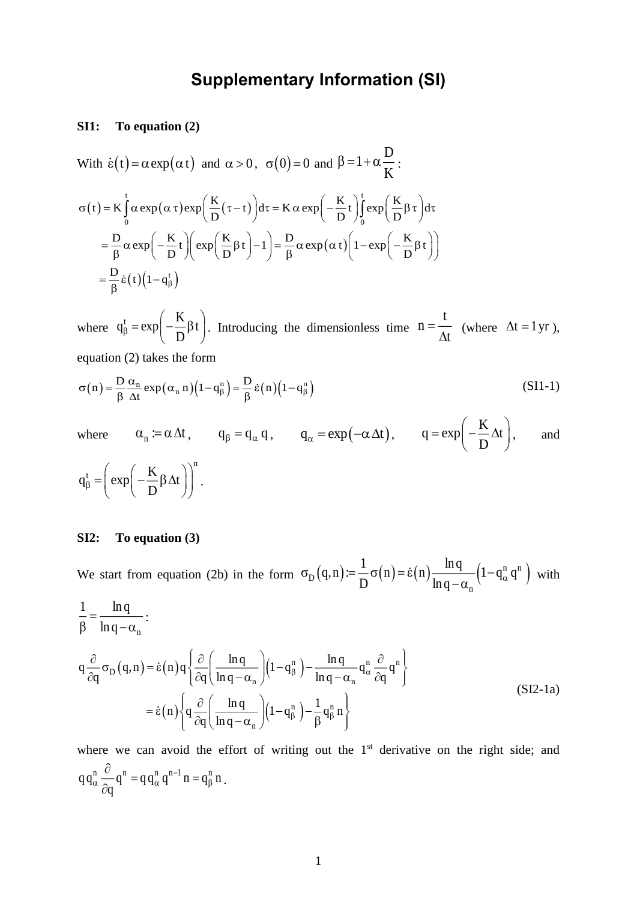# Supplementary Information (SI)

**SI1: To equation (2)**

With $\dot{\varepsilon}(t) = \alpha \exp(\alpha t)$ and $\alpha > 0$, $\sigma(0) = 0$ and $\beta = 1 + \alpha \frac{D}{K}$:

$$
\begin{aligned}
\sigma(t) &= K \int_0^t \alpha \exp(\alpha \tau) \exp\left(\frac{K}{D}(\tau - t)\right) d\tau = K \alpha \exp\left(-\frac{K}{D} t\right) \int_0^t \exp\left(\frac{K}{D} \beta \tau\right) d\tau \\
&= \frac{D}{\beta} \alpha \exp\left(-\frac{K}{D} t\right) \left(\exp\left(\frac{K}{D} \beta t\right) - 1\right) = \frac{D}{\beta} \alpha \exp(\alpha t) \left(1 - \exp\left(-\frac{K}{D} \beta t\right)\right) \\
&= \frac{D}{\beta} \dot{\varepsilon}(t) \left(1 - q_\beta^t\right)
\end{aligned}
$$

where $q_\beta^t = \exp\left(-\frac{K}{D} \beta t\right)$. Introducing the dimensionless time $n = \frac{t}{\Delta t}$ (where $\Delta t = 1\,\mathrm{yr}$), equation (2) takes the form

$$
\sigma(n) = \frac{D}{\beta} \frac{\alpha_n}{\Delta t} \exp(\alpha_n n) \left(1 - q_\beta^n\right) = \frac{D}{\beta} \dot{\varepsilon}(n) \left(1 - q_\beta^n\right) \tag{SI1-1}
$$

where $\alpha_n := \alpha \Delta t$, $q_\beta = q_\alpha q$, $q_\alpha = \exp(-\alpha \Delta t)$, $q = \exp\left(-\frac{K}{D} \Delta t\right)$, and $q_\beta^t = \left(\exp\left(-\frac{K}{D} \beta \Delta t\right)\right)^n$.

**SI2: To equation (3)**

We start from equation (2b) in the form $\sigma_D(q, n) := \frac{1}{D} \sigma(n) = \dot{\varepsilon}(n) \frac{\ln q}{\ln q - \alpha_n} \left(1 - q_\alpha^n q^n\right)$ with $\frac{1}{\beta} = \frac{\ln q}{\ln q - \alpha_n}$:

$$
\begin{aligned}
q \frac{\partial}{\partial q} \sigma_D(q, n) &= \dot{\varepsilon}(n) q \left\{ \frac{\partial}{\partial q} \left( \frac{\ln q}{\ln q - \alpha_n} \right) \left(1 - q_\beta^n\right) - \frac{\ln q}{\ln q - \alpha_n} q_\alpha^n \frac{\partial}{\partial q} q^n \right\} \\
&= \dot{\varepsilon}(n) \left\{ q \frac{\partial}{\partial q} \left( \frac{\ln q}{\ln q - \alpha_n} \right) \left(1 - q_\beta^n\right) - \frac{1}{\beta} q_\beta^n n \right\}
\end{aligned}
\tag{SI2-1a}
$$

where we can avoid the effort of writing out the 1st derivative on the right side; and $q q_\alpha^n \frac{\partial}{\partial q} q^n = q q_\alpha^n q^{n-1} n = q_\beta^n n$.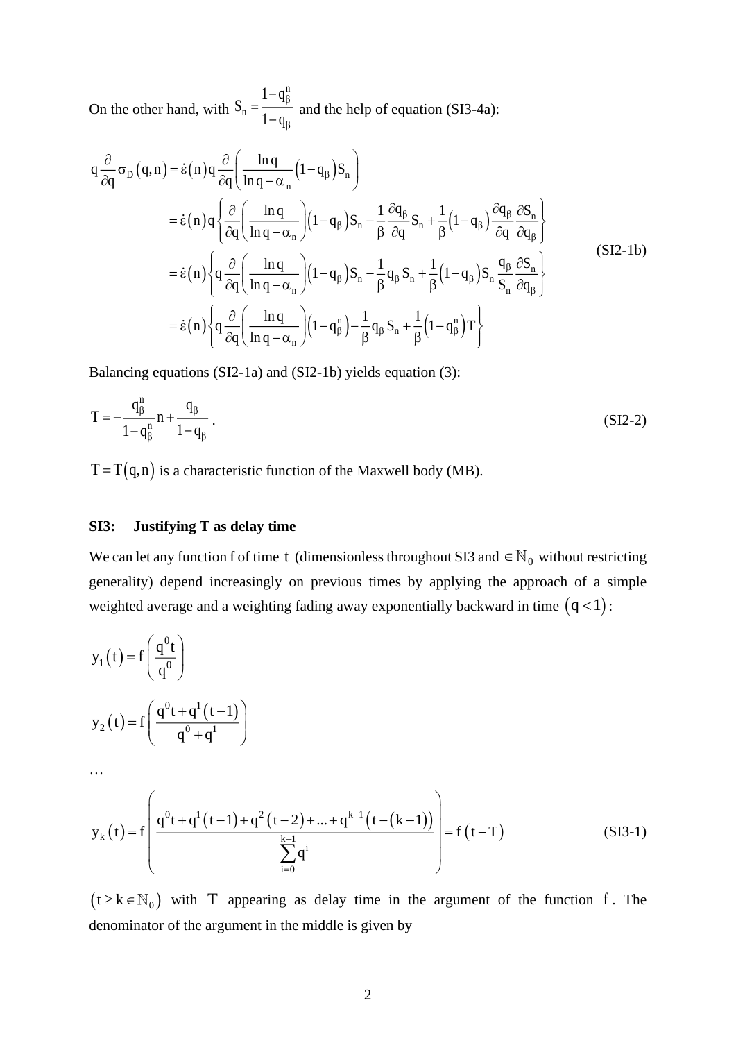On the other hand, with $S_n = \dfrac{1-q_\beta^n}{1-q_\beta}$ and the help of equation (SI3-4a):

$$
\begin{aligned}
q\frac{\partial}{\partial q}\sigma_D(q,n) &= \dot{\varepsilon}(n)\, q \frac{\partial}{\partial q}\left(\frac{\ln q}{\ln q-\alpha_n}\left(1-q_\beta\right)S_n\right) \\
&= \dot{\varepsilon}(n)\, q\left\{\frac{\partial}{\partial q}\left(\frac{\ln q}{\ln q-\alpha_n}\right)\left(1-q_\beta\right)S_n - \frac{1}{\beta}\frac{\partial q_\beta}{\partial q}S_n + \frac{1}{\beta}\left(1-q_\beta\right)\frac{\partial q_\beta}{\partial q}\frac{\partial S_n}{\partial q_\beta}\right\} \\
&= \dot{\varepsilon}(n)\left\{q\frac{\partial}{\partial q}\left(\frac{\ln q}{\ln q-\alpha_n}\right)\left(1-q_\beta\right)S_n - \frac{1}{\beta}q_\beta S_n + \frac{1}{\beta}\left(1-q_\beta\right)S_n\frac{q_\beta}{S_n}\frac{\partial S_n}{\partial q_\beta}\right\} \\
&= \dot{\varepsilon}(n)\left\{q\frac{\partial}{\partial q}\left(\frac{\ln q}{\ln q-\alpha_n}\right)\left(1-q_\beta^n\right) - \frac{1}{\beta}q_\beta S_n + \frac{1}{\beta}\left(1-q_\beta^n\right)T\right\}
\end{aligned}
\tag{SI2-1b}
$$

Balancing equations (SI2-1a) and (SI2-1b) yields equation (3):

$$
T = -\frac{q_\beta^n}{1-q_\beta^n}n + \frac{q_\beta}{1-q_\beta}\,. \tag{SI2-2}
$$

$T = T(q,n)$ is a characteristic function of the Maxwell body (MB).

## SI3: Justifying T as delay time

We can let any function f of time $t$ (dimensionless throughout SI3 and $\in \mathbb{N}_0$ without restricting generality) depend increasingly on previous times by applying the approach of a simple weighted average and a weighting fading away exponentially backward in time $(q<1)$:

$$
y_1(t) = f\left(\frac{q^0 t}{q^0}\right)
$$

$$
y_2(t) = f\left(\frac{q^0 t + q^1(t-1)}{q^0+q^1}\right)
$$

…

$$
y_k(t) = f\left(\frac{q^0 t + q^1(t-1) + q^2(t-2) + \ldots + q^{k-1}\left(t-(k-1)\right)}{\sum_{i=0}^{k-1} q^i}\right) = f(t-T) \tag{SI3-1}
$$

$(t \geq k \in \mathbb{N}_0)$ with $T$ appearing as delay time in the argument of the function $f$. The denominator of the argument in the middle is given by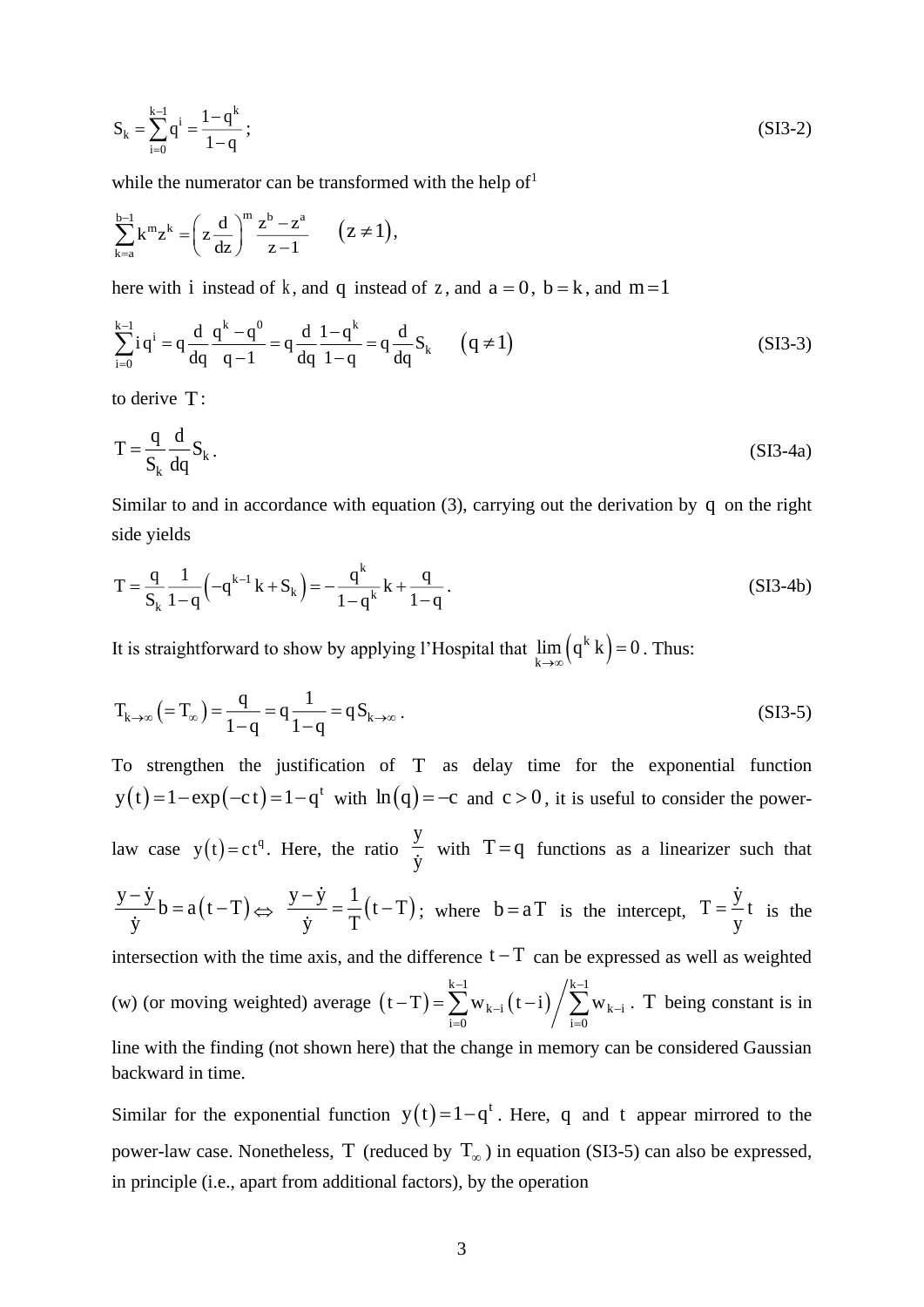$$S_k = \sum_{i=0}^{k-1} q^i = \frac{1-q^k}{1-q}; \tag{SI3-2}$$

while the numerator can be transformed with the help of[1]

$$\sum_{k=a}^{b-1} k^m z^k = \left(z\frac{d}{dz}\right)^m \frac{z^b - z^a}{z-1} \qquad (z \neq 1),$$

here with $i$ instead of $k$, and $q$ instead of $z$, and $a = 0$, $b = k$, and $m = 1$

$$\sum_{i=0}^{k-1} i\, q^i = q\frac{d}{dq}\frac{q^k - q^0}{q-1} = q\frac{d}{dq}\frac{1-q^k}{1-q} = q\frac{d}{dq}S_k \qquad (q \neq 1) \tag{SI3-3}$$

to derive $T$:

$$T = \frac{q}{S_k}\frac{d}{dq}S_k. \tag{SI3-4a}$$

Similar to and in accordance with equation (3), carrying out the derivation by $q$ on the right side yields

$$T = \frac{q}{S_k}\frac{1}{1-q}\left(-q^{k-1}k + S_k\right) = -\frac{q^k}{1-q^k}k + \frac{q}{1-q}. \tag{SI3-4b}$$

It is straightforward to show by applying l'Hospital that $\lim_{k\to\infty}\left(q^k k\right) = 0$. Thus:

$$T_{k\to\infty}\left(= T_\infty\right) = \frac{q}{1-q} = q\frac{1}{1-q} = q\,S_{k\to\infty}. \tag{SI3-5}$$

To strengthen the justification of $T$ as delay time for the exponential function $y(t) = 1 - \exp(-c\,t) = 1 - q^t$ with $\ln(q) = -c$ and $c > 0$, it is useful to consider the power-law case $y(t) = c\,t^q$. Here, the ratio $\frac{y}{\dot{y}}$ with $T = q$ functions as a linearizer such that $\frac{y-\dot{y}}{\dot{y}}b = a(t-T) \Leftrightarrow \frac{y-\dot{y}}{\dot{y}} = \frac{1}{T}(t-T)$; where $b = aT$ is the intercept, $T = \frac{\dot{y}}{y}t$ is the intersection with the time axis, and the difference $t - T$ can be expressed as well as weighted (w) (or moving weighted) average $(t-T) = \sum_{i=0}^{k-1} w_{k-i}(t-i) \Big/ \sum_{i=0}^{k-1} w_{k-i}$. $T$ being constant is in line with the finding (not shown here) that the change in memory can be considered Gaussian backward in time.

Similar for the exponential function $y(t) = 1 - q^t$. Here, $q$ and $t$ appear mirrored to the power-law case. Nonetheless, $T$ (reduced by $T_\infty$) in equation (SI3-5) can also be expressed, in principle (i.e., apart from additional factors), by the operation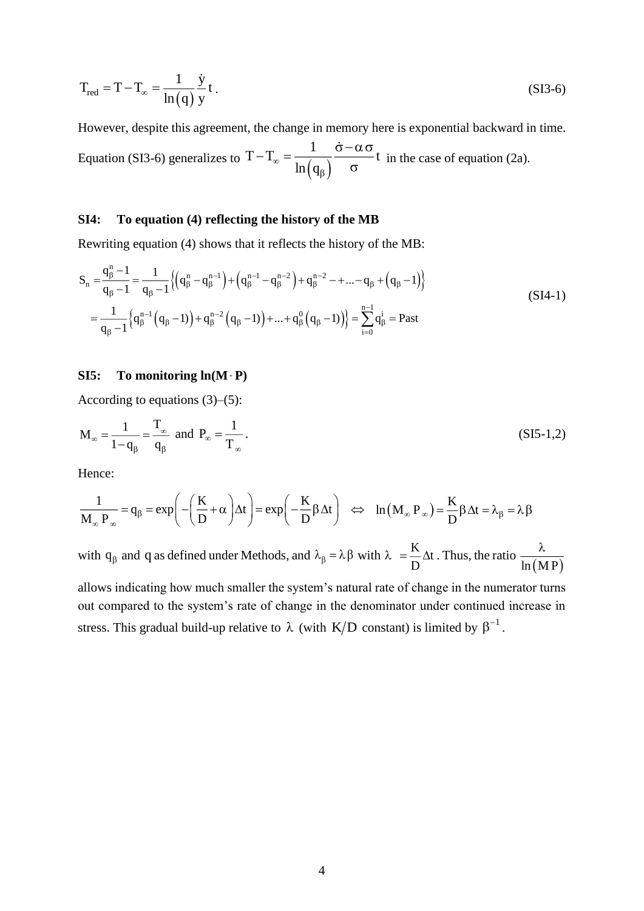$$T_{red} = T - T_\infty = \frac{1}{\ln(q)} \frac{\dot{y}}{y} t\,. \tag{SI3-6}$$

However, despite this agreement, the change in memory here is exponential backward in time. Equation (SI3-6) generalizes to $T - T_\infty = \frac{1}{\ln(q_\beta)} \frac{\dot{\sigma} - \alpha\,\sigma}{\sigma} t$ in the case of equation (2a).

**SI4: To equation (4) reflecting the history of the MB**

Rewriting equation (4) shows that it reflects the history of the MB:

$$\begin{aligned} S_n &= \frac{q_\beta^n - 1}{q_\beta - 1} = \frac{1}{q_\beta - 1}\left\{\left(q_\beta^n - q_\beta^{n-1}\right) + \left(q_\beta^{n-1} - q_\beta^{n-2}\right) + q_\beta^{n-2} - + \ldots - q_\beta + \left(q_\beta - 1\right)\right\} \\ &= \frac{1}{q_\beta - 1}\left\{q_\beta^{n-1}\left(q_\beta - 1\right) + q_\beta^{n-2}\left(q_\beta - 1\right) + \ldots + q_\beta^0\left(q_\beta - 1\right)\right\} = \sum_{i=0}^{n-1} q_\beta^i = \text{Past} \end{aligned} \tag{SI4-1}$$

**SI5: To monitoring ln(M$\cdot$P)**

According to equations (3)–(5):

$$M_\infty = \frac{1}{1 - q_\beta} = \frac{T_\infty}{q_\beta} \text{ and } P_\infty = \frac{1}{T_\infty}\,. \tag{SI5-1,2}$$

Hence:

$$\frac{1}{M_\infty P_\infty} = q_\beta = \exp\left(-\left(\frac{K}{D} + \alpha\right)\Delta t\right) = \exp\left(-\frac{K}{D}\beta\,\Delta t\right) \quad \Leftrightarrow \quad \ln\left(M_\infty P_\infty\right) = \frac{K}{D}\beta\,\Delta t = \lambda_\beta = \lambda\,\beta$$

with $q_\beta$ and $q$ as defined under Methods, and $\lambda_\beta = \lambda\,\beta$ with $\lambda = \frac{K}{D}\Delta t$. Thus, the ratio $\frac{\lambda}{\ln(MP)}$ allows indicating how much smaller the system's natural rate of change in the numerator turns out compared to the system's rate of change in the denominator under continued increase in stress. This gradual build-up relative to $\lambda$ (with $K/D$ constant) is limited by $\beta^{-1}$.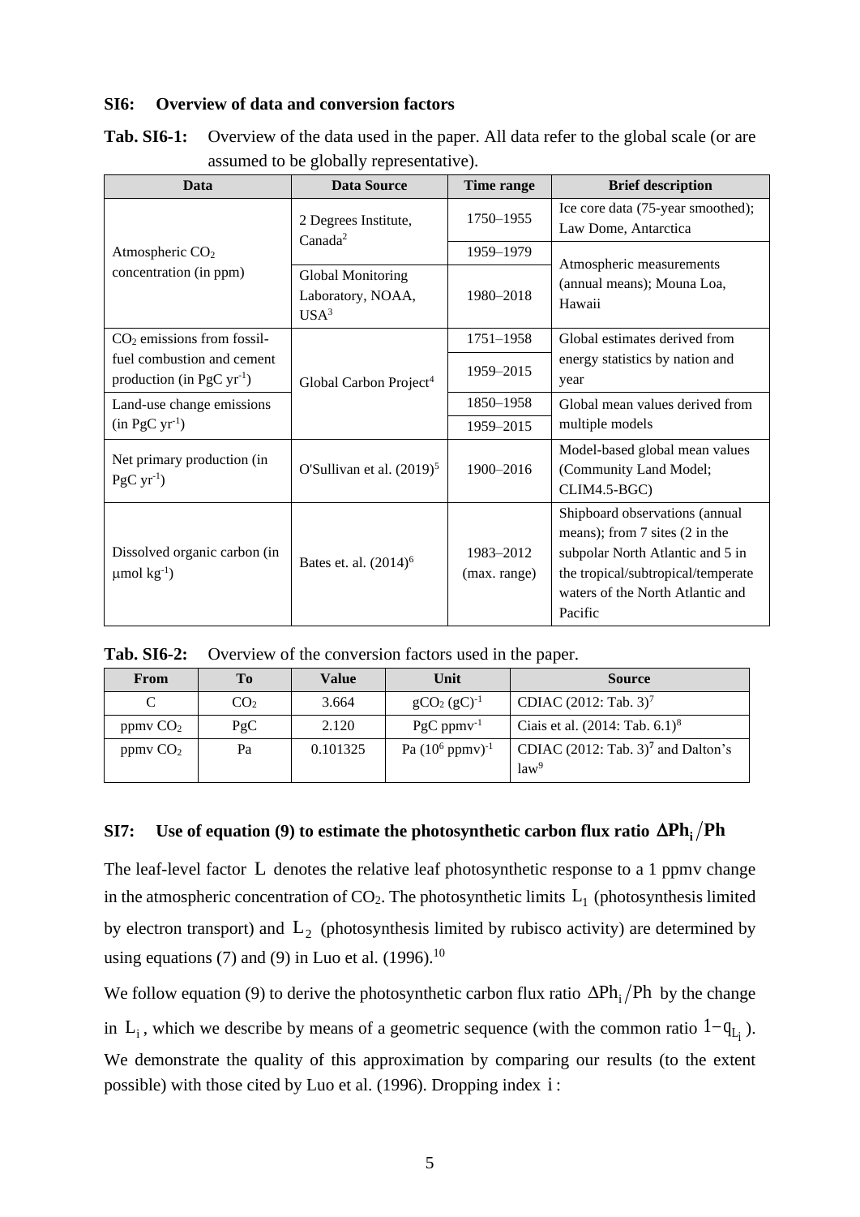## SI6: Overview of data and conversion factors

**Tab. SI6-1:** Overview of the data used in the paper. All data refer to the global scale (or are assumed to be globally representative).

| Data | Data Source | Time range | Brief description |
|---|---|---|---|
| Atmospheric $CO_2$ concentration (in ppm) | 2 Degrees Institute, Canada[2] | 1750–1955 | Ice core data (75-year smoothed); Law Dome, Antarctica |
| | | 1959–1979 | Atmospheric measurements (annual means); Mouna Loa, Hawaii |
| | Global Monitoring Laboratory, NOAA, USA[3] | 1980–2018 | |
| $CO_2$ emissions from fossil-fuel combustion and cement production (in PgC $yr^{-1}$) | Global Carbon Project[4] | 1751–1958 | Global estimates derived from energy statistics by nation and year |
| | | 1959–2015 | |
| Land-use change emissions (in PgC $yr^{-1}$) | | 1850–1958 | Global mean values derived from multiple models |
| | | 1959–2015 | |
| Net primary production (in PgC $yr^{-1}$) | O'Sullivan et al. (2019)[5] | 1900–2016 | Model-based global mean values (Community Land Model; CLIM4.5-BGC) |
| Dissolved organic carbon (in $\mu$mol $kg^{-1}$) | Bates et. al. (2014)[6] | 1983–2012 (max. range) | Shipboard observations (annual means); from 7 sites (2 in the subpolar North Atlantic and 5 in the tropical/subtropical/temperate waters of the North Atlantic and Pacific |

**Tab. SI6-2:** Overview of the conversion factors used in the paper.

| From | To | Value | Unit | Source |
|---|---|---|---|---|
| C | $CO_2$ | 3.664 | $gCO_2\ (gC)^{-1}$ | CDIAC (2012: Tab. 3)[7] |
| ppmv $CO_2$ | PgC | 2.120 | PgC $ppmv^{-1}$ | Ciais et al. (2014: Tab. 6.1)[8] |
| ppmv $CO_2$ | Pa | 0.101325 | Pa $(10^6\ ppmv)^{-1}$ | CDIAC (2012: Tab. 3)[7] and Dalton's law[9] |

## SI7: Use of equation (9) to estimate the photosynthetic carbon flux ratio $\Delta Ph_i / Ph$

The leaf-level factor $L$ denotes the relative leaf photosynthetic response to a 1 ppmv change in the atmospheric concentration of $CO_2$. The photosynthetic limits $L_1$ (photosynthesis limited by electron transport) and $L_2$ (photosynthesis limited by rubisco activity) are determined by using equations (7) and (9) in Luo et al. (1996).[10]

We follow equation (9) to derive the photosynthetic carbon flux ratio $\Delta Ph_i / Ph$ by the change in $L_i$, which we describe by means of a geometric sequence (with the common ratio $1-q_{L_i}$). We demonstrate the quality of this approximation by comparing our results (to the extent possible) with those cited by Luo et al. (1996). Dropping index $i$: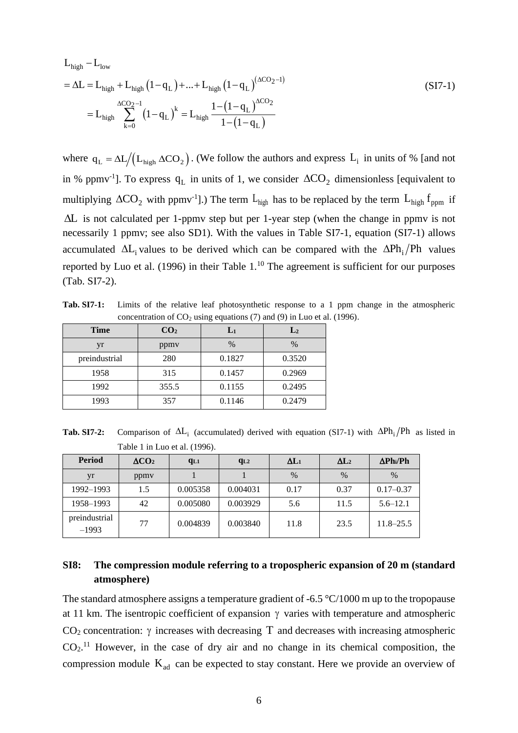$$
\begin{aligned}
&L_{high} - L_{low} \\
&= \Delta L = L_{high} + L_{high}\left(1-q_L\right) + ... + L_{high}\left(1-q_L\right)^{\left(\Delta CO_2 - 1\right)} \\
&\quad = L_{high} \sum_{k=0}^{\Delta CO_2 - 1} \left(1-q_L\right)^k = L_{high} \frac{1-\left(1-q_L\right)^{\Delta CO_2}}{1-\left(1-q_L\right)}
\end{aligned}
\tag{SI7-1}
$$

where $q_L = \Delta L / \left(L_{high}\,\Delta CO_2\right)$. (We follow the authors and express $L_i$ in units of % [and not in % ppmv$^{-1}$]. To express $q_L$ in units of 1, we consider $\Delta CO_2$ dimensionless [equivalent to multiplying $\Delta CO_2$ with ppmv$^{-1}$].) The term $L_{high}$ has to be replaced by the term $L_{high}\, f_{ppm}$ if $\Delta L$ is not calculated per 1-ppmv step but per 1-year step (when the change in ppmv is not necessarily 1 ppmv; see also SD1). With the values in Table SI7-1, equation (SI7-1) allows accumulated $\Delta L_i$ values to be derived which can be compared with the $\Delta Ph_i / Ph$ values reported by Luo et al. (1996) in their Table 1.[10] The agreement is sufficient for our purposes (Tab. SI7-2).

**Tab. SI7-1:** Limits of the relative leaf photosynthetic response to a 1 ppm change in the atmospheric concentration of $CO_2$ using equations (7) and (9) in Luo et al. (1996).

| Time | $CO_2$ | $L_1$ | $L_2$ |
|---|---|---|---|
| yr | ppmv | % | % |
| preindustrial | 280 | 0.1827 | 0.3520 |
| 1958 | 315 | 0.1457 | 0.2969 |
| 1992 | 355.5 | 0.1155 | 0.2495 |
| 1993 | 357 | 0.1146 | 0.2479 |

**Tab. SI7-2:** Comparison of $\Delta L_i$ (accumulated) derived with equation (SI7-1) with $\Delta Ph_i / Ph$ as listed in Table 1 in Luo et al. (1996).

| Period | $\Delta CO_2$ | $q_{L1}$ | $q_{L2}$ | $\Delta L_1$ | $\Delta L_2$ | $\Delta Ph_i/Ph$ |
|---|---|---|---|---|---|---|
| yr | ppmv | 1 | 1 | % | % | % |
| 1992–1993 | 1.5 | 0.005358 | 0.004031 | 0.17 | 0.37 | 0.17–0.37 |
| 1958–1993 | 42 | 0.005080 | 0.003929 | 5.6 | 11.5 | 5.6–12.1 |
| preindustrial –1993 | 77 | 0.004839 | 0.003840 | 11.8 | 23.5 | 11.8–25.5 |

## SI8: The compression module referring to a tropospheric expansion of 20 m (standard atmosphere)

The standard atmosphere assigns a temperature gradient of -6.5 °C/1000 m up to the tropopause at 11 km. The isentropic coefficient of expansion $\gamma$ varies with temperature and atmospheric $CO_2$ concentration: $\gamma$ increases with decreasing $T$ and decreases with increasing atmospheric $CO_2$.[11] However, in the case of dry air and no change in its chemical composition, the compression module $K_{ad}$ can be expected to stay constant. Here we provide an overview of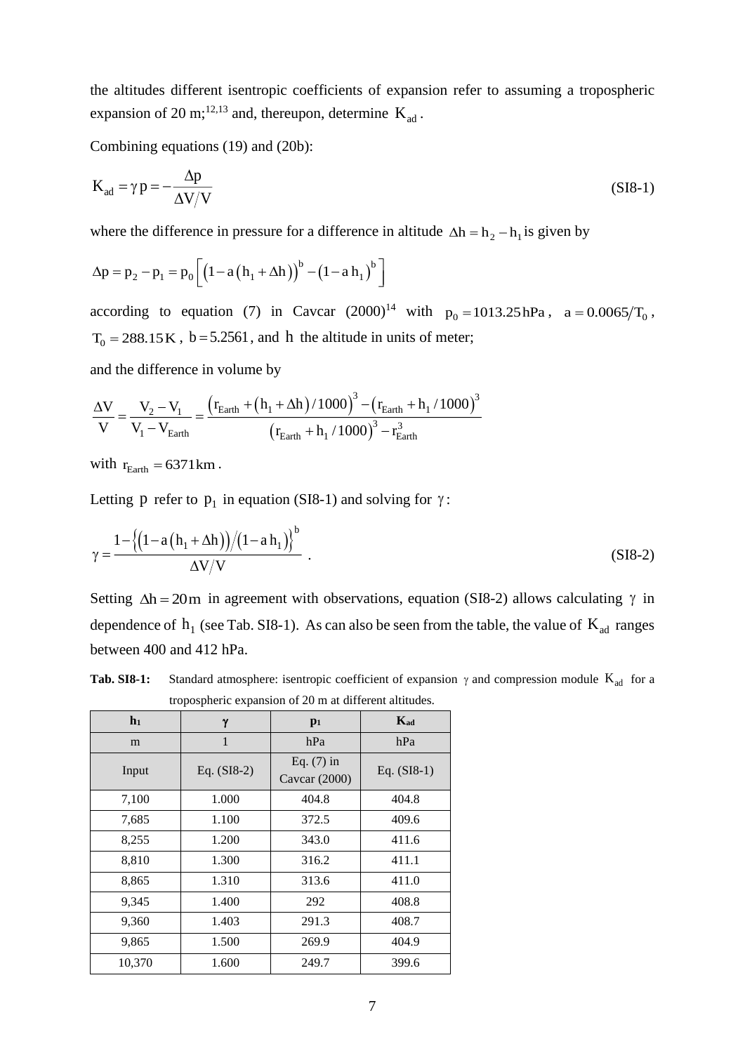the altitudes different isentropic coefficients of expansion refer to assuming a tropospheric expansion of 20 m;[12,13] and, thereupon, determine $K_{ad}$.

Combining equations (19) and (20b):

$$K_{ad} = \gamma\, p = -\frac{\Delta p}{\Delta V/V} \tag{SI8-1}$$

where the difference in pressure for a difference in altitude $\Delta h = h_2 - h_1$ is given by

$$\Delta p = p_2 - p_1 = p_0\left[\left(1 - a\left(h_1 + \Delta h\right)\right)^b - \left(1 - a\, h_1\right)^b\right]$$

according to equation (7) in Cavcar (2000)[14] with $p_0 = 1013.25\,\text{hPa}$, $a = 0.0065/T_0$, $T_0 = 288.15\,\text{K}$, $b = 5.2561$, and $h$ the altitude in units of meter;

and the difference in volume by

$$\frac{\Delta V}{V} = \frac{V_2 - V_1}{V_1 - V_{Earth}} = \frac{\left(r_{Earth} + \left(h_1 + \Delta h\right)/1000\right)^3 - \left(r_{Earth} + h_1/1000\right)^3}{\left(r_{Earth} + h_1/1000\right)^3 - r_{Earth}^3}$$

with $r_{Earth} = 6371\,\text{km}$.

Letting $p$ refer to $p_1$ in equation (SI8-1) and solving for $\gamma$:

$$\gamma = \frac{1 - \left\{\left(1 - a\left(h_1 + \Delta h\right)\right)/\left(1 - a\, h_1\right)\right\}^b}{\Delta V/V}\ . \tag{SI8-2}$$

Setting $\Delta h = 20\,\text{m}$ in agreement with observations, equation (SI8-2) allows calculating $\gamma$ in dependence of $h_1$ (see Tab. SI8-1). As can also be seen from the table, the value of $K_{ad}$ ranges between 400 and 412 hPa.

**Tab. SI8-1:** Standard atmosphere: isentropic coefficient of expansion $\gamma$ and compression module $K_{ad}$ for a tropospheric expansion of 20 m at different altitudes.

| $h_1$ | $\gamma$ | $p_1$ | $K_{ad}$ |
|---|---|---|---|
| m | 1 | hPa | hPa |
| Input | Eq. (SI8-2) | Eq. (7) in Cavcar (2000) | Eq. (SI8-1) |
| 7,100 | 1.000 | 404.8 | 404.8 |
| 7,685 | 1.100 | 372.5 | 409.6 |
| 8,255 | 1.200 | 343.0 | 411.6 |
| 8,810 | 1.300 | 316.2 | 411.1 |
| 8,865 | 1.310 | 313.6 | 411.0 |
| 9,345 | 1.400 | 292 | 408.8 |
| 9,360 | 1.403 | 291.3 | 408.7 |
| 9,865 | 1.500 | 269.9 | 404.9 |
| 10,370 | 1.600 | 249.7 | 399.6 |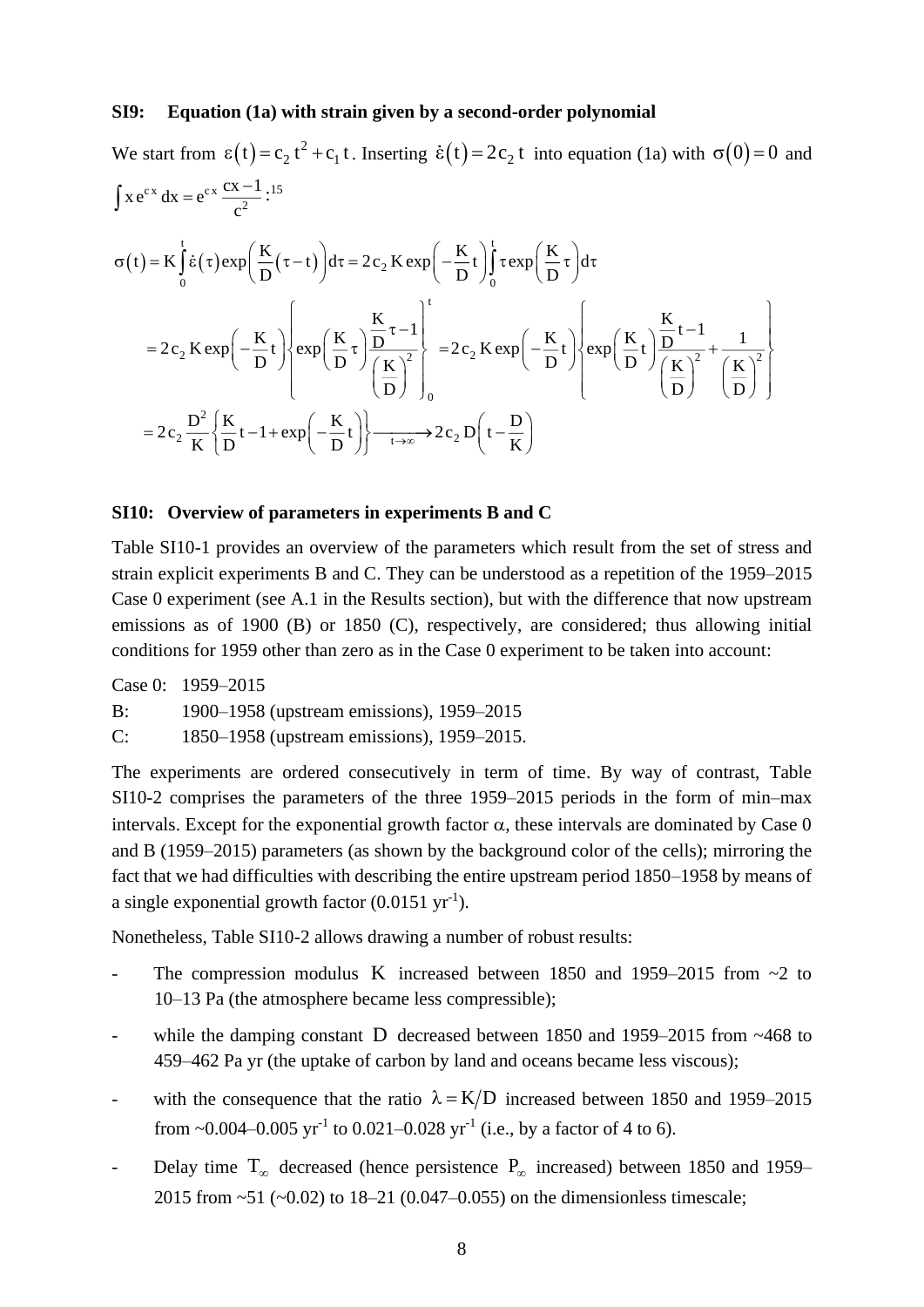**SI9: Equation (1a) with strain given by a second-order polynomial**

We start from $\varepsilon(t) = c_2\, t^2 + c_1\, t$. Inserting $\dot{\varepsilon}(t) = 2c_2\, t$ into equation (1a) with $\sigma(0) = 0$ and $\int x\, e^{cx}\, dx = e^{cx}\, \frac{cx-1}{c^2}$:[15]

$$
\begin{aligned}
\sigma(t) &= K \int_0^t \dot{\varepsilon}(\tau) \exp\left(\frac{K}{D}(\tau - t)\right) d\tau = 2\,c_2\, K \exp\left(-\frac{K}{D}t\right) \int_0^t \tau \exp\left(\frac{K}{D}\tau\right) d\tau \\
&= 2\,c_2\, K \exp\left(-\frac{K}{D}t\right) \left\{ \exp\left(\frac{K}{D}\tau\right) \frac{\frac{K}{D}\tau - 1}{\left(\frac{K}{D}\right)^2} \right\}_0^t = 2\,c_2\, K \exp\left(-\frac{K}{D}t\right) \left\{ \exp\left(\frac{K}{D}t\right) \frac{\frac{K}{D}t - 1}{\left(\frac{K}{D}\right)^2} + \frac{1}{\left(\frac{K}{D}\right)^2} \right\} \\
&= 2\,c_2\, \frac{D^2}{K} \left\{ \frac{K}{D}t - 1 + \exp\left(-\frac{K}{D}t\right) \right\} \xrightarrow[t\to\infty]{} 2\,c_2\, D\left(t - \frac{D}{K}\right)
\end{aligned}
$$

**SI10: Overview of parameters in experiments B and C**

Table SI10-1 provides an overview of the parameters which result from the set of stress and strain explicit experiments B and C. They can be understood as a repetition of the 1959–2015 Case 0 experiment (see A.1 in the Results section), but with the difference that now upstream emissions as of 1900 (B) or 1850 (C), respectively, are considered; thus allowing initial conditions for 1959 other than zero as in the Case 0 experiment to be taken into account:

Case 0: 1959–2015
B: 1900–1958 (upstream emissions), 1959–2015
C: 1850–1958 (upstream emissions), 1959–2015.

The experiments are ordered consecutively in term of time. By way of contrast, Table SI10-2 comprises the parameters of the three 1959–2015 periods in the form of min–max intervals. Except for the exponential growth factor $\alpha$, these intervals are dominated by Case 0 and B (1959–2015) parameters (as shown by the background color of the cells); mirroring the fact that we had difficulties with describing the entire upstream period 1850–1958 by means of a single exponential growth factor (0.0151 $yr^{-1}$).

Nonetheless, Table SI10-2 allows drawing a number of robust results:

- The compression modulus $K$ increased between 1850 and 1959–2015 from ~2 to 10–13 Pa (the atmosphere became less compressible);
- while the damping constant $D$ decreased between 1850 and 1959–2015 from ~468 to 459–462 Pa yr (the uptake of carbon by land and oceans became less viscous);
- with the consequence that the ratio $\lambda = K/D$ increased between 1850 and 1959–2015 from ~0.004–0.005 $yr^{-1}$ to 0.021–0.028 $yr^{-1}$ (i.e., by a factor of 4 to 6).
- Delay time $T_\infty$ decreased (hence persistence $P_\infty$ increased) between 1850 and 1959–2015 from ~51 (~0.02) to 18–21 (0.047–0.055) on the dimensionless timescale;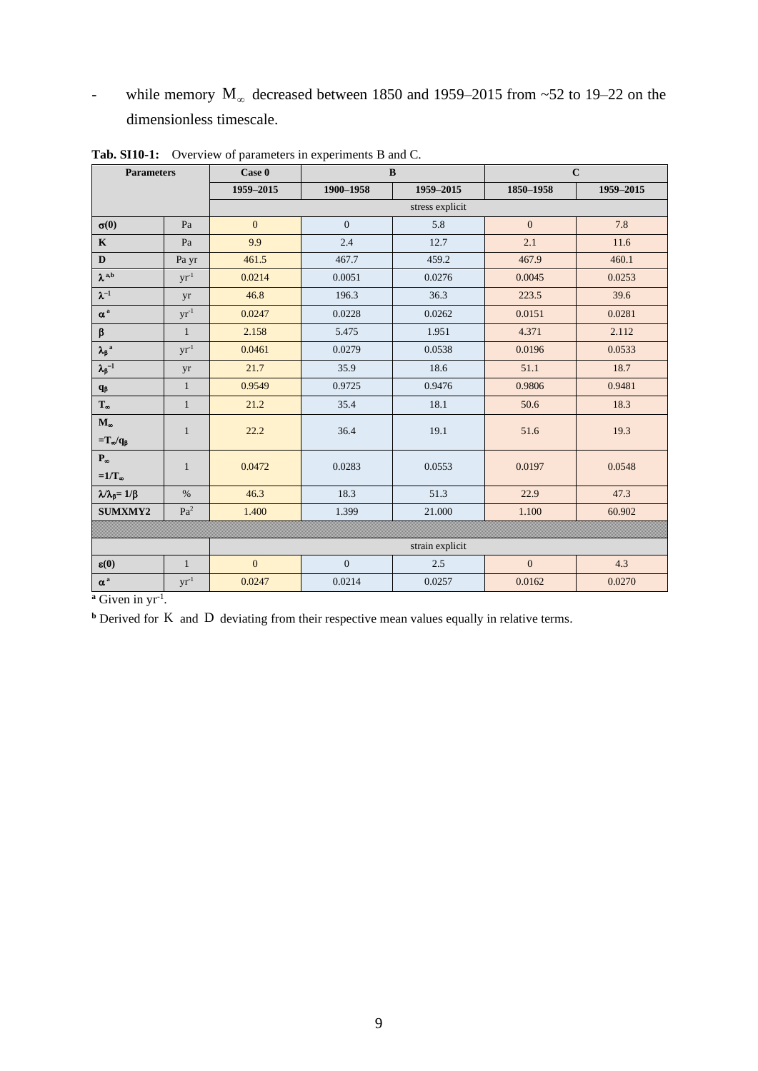- while memory $M_\infty$ decreased between 1850 and 1959–2015 from ~52 to 19–22 on the dimensionless timescale.

**Tab. SI10-1:** Overview of parameters in experiments B and C.

| Parameters | | Case 0 | B | | C | |
|---|---|---|---|---|---|---|
| | | 1959–2015 | 1900–1958 | 1959–2015 | 1850–1958 | 1959–2015 |
| | | stress explicit | | | | |
| $\sigma(0)$ | Pa | 0 | 0 | 5.8 | 0 | 7.8 |
| $K$ | Pa | 9.9 | 2.4 | 12.7 | 2.1 | 11.6 |
| $D$ | Pa yr | 461.5 | 467.7 | 459.2 | 467.9 | 460.1 |
| $\lambda$ [a,b] | $yr^{-1}$ | 0.0214 | 0.0051 | 0.0276 | 0.0045 | 0.0253 |
| $\lambda^{-1}$ | yr | 46.8 | 196.3 | 36.3 | 223.5 | 39.6 |
| $\alpha$ [a] | $yr^{-1}$ | 0.0247 | 0.0228 | 0.0262 | 0.0151 | 0.0281 |
| $\beta$ | 1 | 2.158 | 5.475 | 1.951 | 4.371 | 2.112 |
| $\lambda_\beta$ [a] | $yr^{-1}$ | 0.0461 | 0.0279 | 0.0538 | 0.0196 | 0.0533 |
| $\lambda_\beta^{-1}$ | yr | 21.7 | 35.9 | 18.6 | 51.1 | 18.7 |
| $q_\beta$ | 1 | 0.9549 | 0.9725 | 0.9476 | 0.9806 | 0.9481 |
| $T_\infty$ | 1 | 21.2 | 35.4 | 18.1 | 50.6 | 18.3 |
| $M_\infty = T_\infty/q_\beta$ | 1 | 22.2 | 36.4 | 19.1 | 51.6 | 19.3 |
| $P_\infty = 1/T_\infty$ | 1 | 0.0472 | 0.0283 | 0.0553 | 0.0197 | 0.0548 |
| $\lambda/\lambda_\beta = 1/\beta$ | % | 46.3 | 18.3 | 51.3 | 22.9 | 47.3 |
| SUMXMY2 | $Pa^2$ | 1.400 | 1.399 | 21.000 | 1.100 | 60.902 |
| | | | | | | |
| | | strain explicit | | | | |
| $\varepsilon(0)$ | 1 | 0 | 0 | 2.5 | 0 | 4.3 |
| $\alpha$ [a] | $yr^{-1}$ | 0.0247 | 0.0214 | 0.0257 | 0.0162 | 0.0270 |

[a] Given in $yr^{-1}$.

[b] Derived for $K$ and $D$ deviating from their respective mean values equally in relative terms.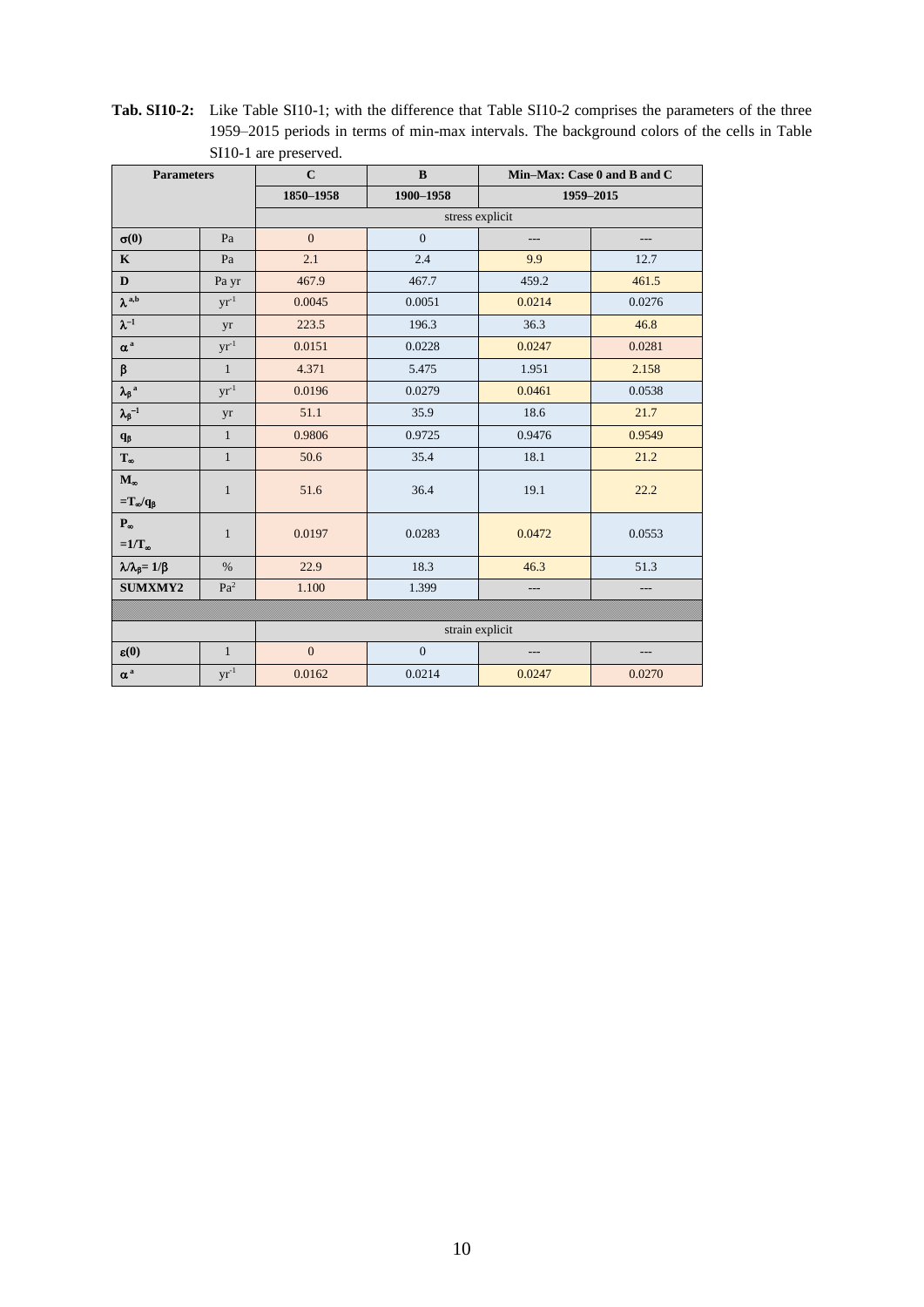**Tab. SI10-2:** Like Table SI10-1; with the difference that Table SI10-2 comprises the parameters of the three 1959–2015 periods in terms of min-max intervals. The background colors of the cells in Table SI10-1 are preserved.

| Parameters | | C | B | Min–Max: Case 0 and B and C | |
|---|---|---|---|---|---|
| | | 1850–1958 | 1900–1958 | 1959–2015 | |
| | | stress explicit | | | |
| $\sigma(0)$ | Pa | 0 | 0 | --- | --- |
| **K** | Pa | 2.1 | 2.4 | 9.9 | 12.7 |
| **D** | Pa yr | 467.9 | 467.7 | 459.2 | 461.5 |
| $\lambda^{a,b}$ | $yr^{-1}$ | 0.0045 | 0.0051 | 0.0214 | 0.0276 |
| $\lambda^{-1}$ | yr | 223.5 | 196.3 | 36.3 | 46.8 |
| $\alpha^{a}$ | $yr^{-1}$ | 0.0151 | 0.0228 | 0.0247 | 0.0281 |
| $\beta$ | 1 | 4.371 | 5.475 | 1.951 | 2.158 |
| $\lambda_{\beta}^{a}$ | $yr^{-1}$ | 0.0196 | 0.0279 | 0.0461 | 0.0538 |
| $\lambda_{\beta}^{-1}$ | yr | 51.1 | 35.9 | 18.6 | 21.7 |
| $q_{\beta}$ | 1 | 0.9806 | 0.9725 | 0.9476 | 0.9549 |
| $T_{\infty}$ | 1 | 50.6 | 35.4 | 18.1 | 21.2 |
| $M_{\infty} = T_{\infty}/q_{\beta}$ | 1 | 51.6 | 36.4 | 19.1 | 22.2 |
| $P_{\infty} = 1/T_{\infty}$ | 1 | 0.0197 | 0.0283 | 0.0472 | 0.0553 |
| $\lambda/\lambda_{\beta} = 1/\beta$ | % | 22.9 | 18.3 | 46.3 | 51.3 |
| **SUMXMY2** | $Pa^2$ | 1.100 | 1.399 | --- | --- |
| | | | | | |
| | | strain explicit | | | |
| $\varepsilon(0)$ | 1 | 0 | 0 | --- | --- |
| $\alpha^{a}$ | $yr^{-1}$ | 0.0162 | 0.0214 | 0.0247 | 0.0270 |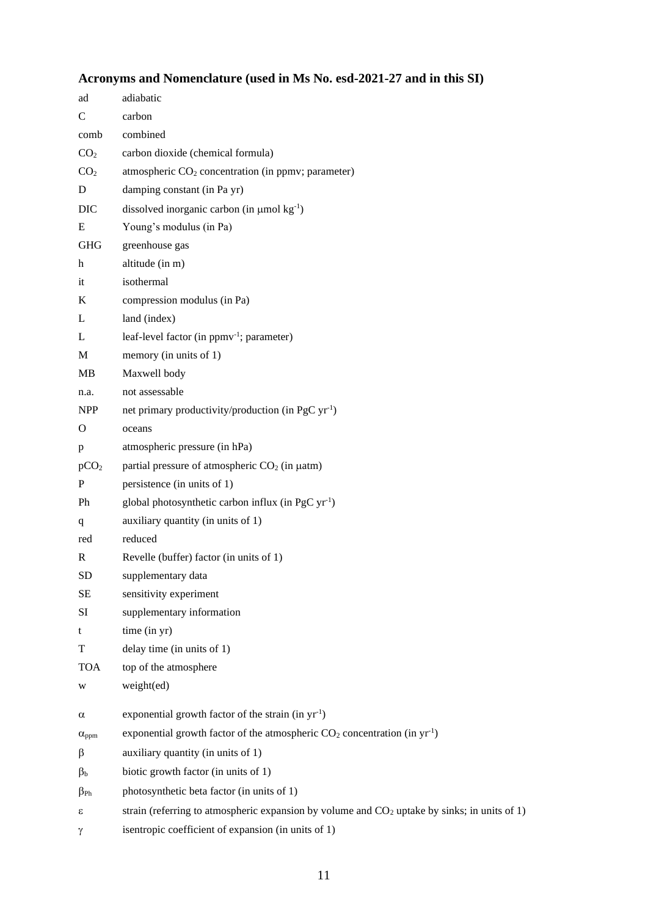## Acronyms and Nomenclature (used in Ms No. esd-2021-27 and in this SI)

| | |
|---|---|
| ad | adiabatic |
| C | carbon |
| comb | combined |
| $CO_2$ | carbon dioxide (chemical formula) |
| $CO_2$ | atmospheric $CO_2$ concentration (in ppmv; parameter) |
| D | damping constant (in Pa yr) |
| DIC | dissolved inorganic carbon (in $\mu$mol kg$^{-1}$) |
| E | Young's modulus (in Pa) |
| GHG | greenhouse gas |
| h | altitude (in m) |
| it | isothermal |
| K | compression modulus (in Pa) |
| L | land (index) |
| L | leaf-level factor (in ppmv$^{-1}$; parameter) |
| M | memory (in units of 1) |
| MB | Maxwell body |
| n.a. | not assessable |
| NPP | net primary productivity/production (in PgC yr$^{-1}$) |
| O | oceans |
| p | atmospheric pressure (in hPa) |
| $pCO_2$ | partial pressure of atmospheric $CO_2$ (in $\mu$atm) |
| P | persistence (in units of 1) |
| Ph | global photosynthetic carbon influx (in PgC yr$^{-1}$) |
| q | auxiliary quantity (in units of 1) |
| red | reduced |
| R | Revelle (buffer) factor (in units of 1) |
| SD | supplementary data |
| SE | sensitivity experiment |
| SI | supplementary information |
| t | time (in yr) |
| T | delay time (in units of 1) |
| TOA | top of the atmosphere |
| w | weight(ed) |
| $\alpha$ | exponential growth factor of the strain (in yr$^{-1}$) |
| $\alpha_{ppm}$ | exponential growth factor of the atmospheric $CO_2$ concentration (in yr$^{-1}$) |
| $\beta$ | auxiliary quantity (in units of 1) |
| $\beta_b$ | biotic growth factor (in units of 1) |
| $\beta_{Ph}$ | photosynthetic beta factor (in units of 1) |
| $\varepsilon$ | strain (referring to atmospheric expansion by volume and $CO_2$ uptake by sinks; in units of 1) |
| $\gamma$ | isentropic coefficient of expansion (in units of 1) |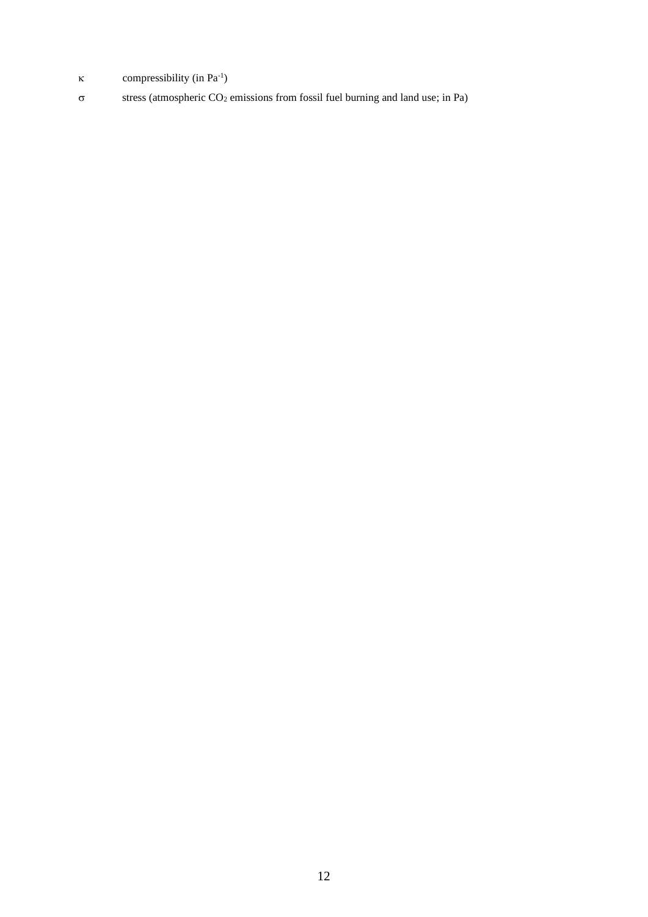$\kappa$ compressibility (in $Pa^{-1}$)

$\sigma$ stress (atmospheric $CO_2$ emissions from fossil fuel burning and land use; in Pa)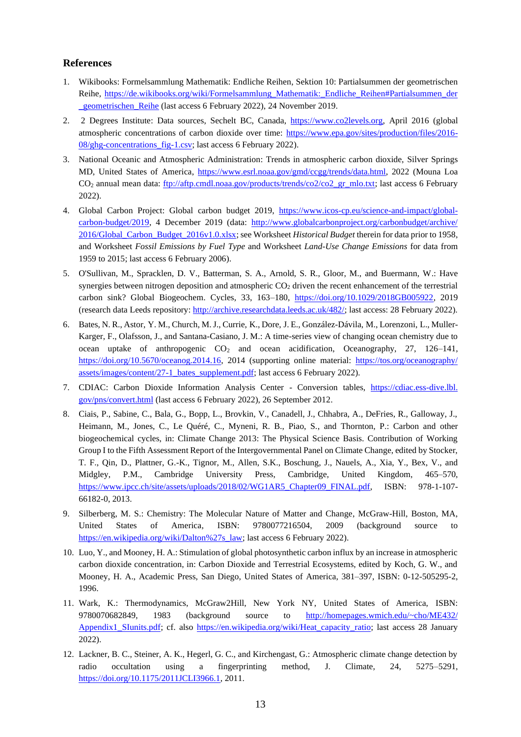## References

1. Wikibooks: Formelsammlung Mathematik: Endliche Reihen, Sektion 10: Partialsummen der geometrischen Reihe, https://de.wikibooks.org/wiki/Formelsammlung_Mathematik:_Endliche_Reihen#Partialsummen_der_geometrischen_Reihe (last access 6 February 2022), 24 November 2019.

2. 2 Degrees Institute: Data sources, Sechelt BC, Canada, https://www.co2levels.org, April 2016 (global atmospheric concentrations of carbon dioxide over time: https://www.epa.gov/sites/production/files/2016-08/ghg-concentrations_fig-1.csv; last access 6 February 2022).

3. National Oceanic and Atmospheric Administration: Trends in atmospheric carbon dioxide, Silver Springs MD, United States of America, https://www.esrl.noaa.gov/gmd/ccgg/trends/data.html, 2022 (Mouna Loa $CO_2$ annual mean data: ftp://aftp.cmdl.noaa.gov/products/trends/co2/co2_gr_mlo.txt; last access 6 February 2022).

4. Global Carbon Project: Global carbon budget 2019, https://www.icos-cp.eu/science-and-impact/global-carbon-budget/2019, 4 December 2019 (data: http://www.globalcarbonproject.org/carbonbudget/archive/2016/Global_Carbon_Budget_2016v1.0.xlsx; see Worksheet *Historical Budget* therein for data prior to 1958, and Worksheet *Fossil Emissions by Fuel Type* and Worksheet *Land-Use Change Emissions* for data from 1959 to 2015; last access 6 February 2006).

5. O'Sullivan, M., Spracklen, D. V., Batterman, S. A., Arnold, S. R., Gloor, M., and Buermann, W.: Have synergies between nitrogen deposition and atmospheric $CO_2$ driven the recent enhancement of the terrestrial carbon sink? Global Biogeochem. Cycles, 33, 163–180, https://doi.org/10.1029/2018GB005922, 2019 (research data Leeds repository: http://archive.researchdata.leeds.ac.uk/482/; last access: 28 February 2022).

6. Bates, N. R., Astor, Y. M., Church, M. J., Currie, K., Dore, J. E., González-Dávila, M., Lorenzoni, L., Muller-Karger, F., Olafsson, J., and Santana-Casiano, J. M.: A time-series view of changing ocean chemistry due to ocean uptake of anthropogenic $CO_2$ and ocean acidification, Oceanography, 27, 126–141, https://doi.org/10.5670/oceanog.2014.16, 2014 (supporting online material: https://tos.org/oceanography/assets/images/content/27-1_bates_supplement.pdf; last access 6 February 2022).

7. CDIAC: Carbon Dioxide Information Analysis Center - Conversion tables, https://cdiac.ess-dive.lbl.gov/pns/convert.html (last access 6 February 2022), 26 September 2012.

8. Ciais, P., Sabine, C., Bala, G., Bopp, L., Brovkin, V., Canadell, J., Chhabra, A., DeFries, R., Galloway, J., Heimann, M., Jones, C., Le Quéré, C., Myneni, R. B., Piao, S., and Thornton, P.: Carbon and other biogeochemical cycles, in: Climate Change 2013: The Physical Science Basis. Contribution of Working Group I to the Fifth Assessment Report of the Intergovernmental Panel on Climate Change, edited by Stocker, T. F., Qin, D., Plattner, G.-K., Tignor, M., Allen, S.K., Boschung, J., Nauels, A., Xia, Y., Bex, V., and Midgley, P.M., Cambridge University Press, Cambridge, United Kingdom, 465–570, https://www.ipcc.ch/site/assets/uploads/2018/02/WG1AR5_Chapter09_FINAL.pdf, ISBN: 978-1-107-66182-0, 2013.

9. Silberberg, M. S.: Chemistry: The Molecular Nature of Matter and Change, McGraw-Hill, Boston, MA, United States of America, ISBN: 9780077216504, 2009 (background source to https://en.wikipedia.org/wiki/Dalton%27s_law; last access 6 February 2022).

10. Luo, Y., and Mooney, H. A.: Stimulation of global photosynthetic carbon influx by an increase in atmospheric carbon dioxide concentration, in: Carbon Dioxide and Terrestrial Ecosystems, edited by Koch, G. W., and Mooney, H. A., Academic Press, San Diego, United States of America, 381–397, ISBN: 0-12-505295-2, 1996.

11. Wark, K.: Thermodynamics, McGraw2Hill, New York NY, United States of America, ISBN: 9780070682849, 1983 (background source to http://homepages.wmich.edu/~cho/ME432/Appendix1_SIunits.pdf; cf. also https://en.wikipedia.org/wiki/Heat_capacity_ratio; last access 28 January 2022).

12. Lackner, B. C., Steiner, A. K., Hegerl, G. C., and Kirchengast, G.: Atmospheric climate change detection by radio occultation using a fingerprinting method, J. Climate, 24, 5275–5291, https://doi.org/10.1175/2011JCLI3966.1, 2011.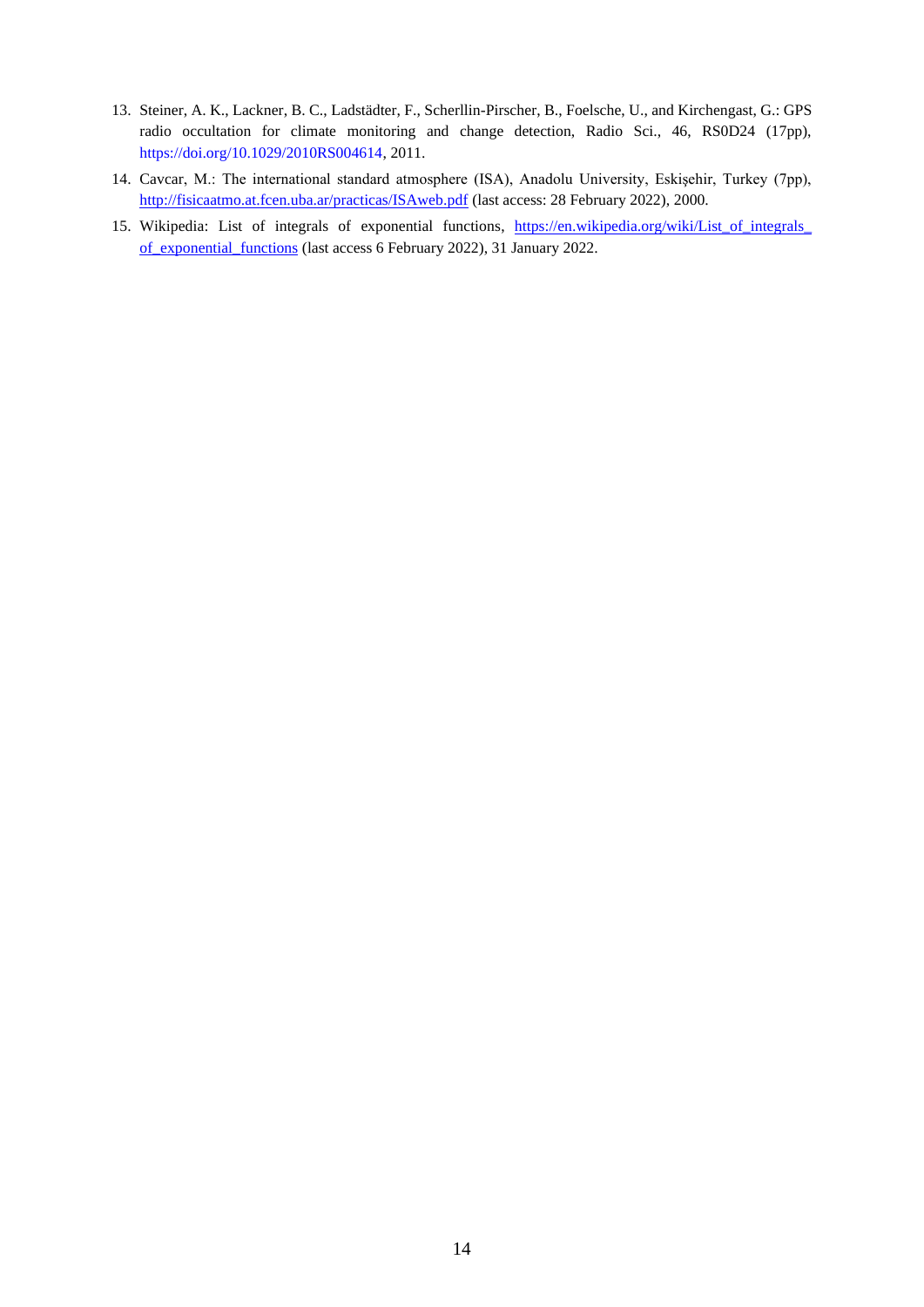13. Steiner, A. K., Lackner, B. C., Ladstädter, F., Scherllin-Pirscher, B., Foelsche, U., and Kirchengast, G.: GPS radio occultation for climate monitoring and change detection, Radio Sci., 46, RS0D24 (17pp), https://doi.org/10.1029/2010RS004614, 2011.
14. Cavcar, M.: The international standard atmosphere (ISA), Anadolu University, Eskişehir, Turkey (7pp), http://fisicaatmo.at.fcen.uba.ar/practicas/ISAweb.pdf (last access: 28 February 2022), 2000.
15. Wikipedia: List of integrals of exponential functions, https://en.wikipedia.org/wiki/List_of_integrals_of_exponential_functions (last access 6 February 2022), 31 January 2022.